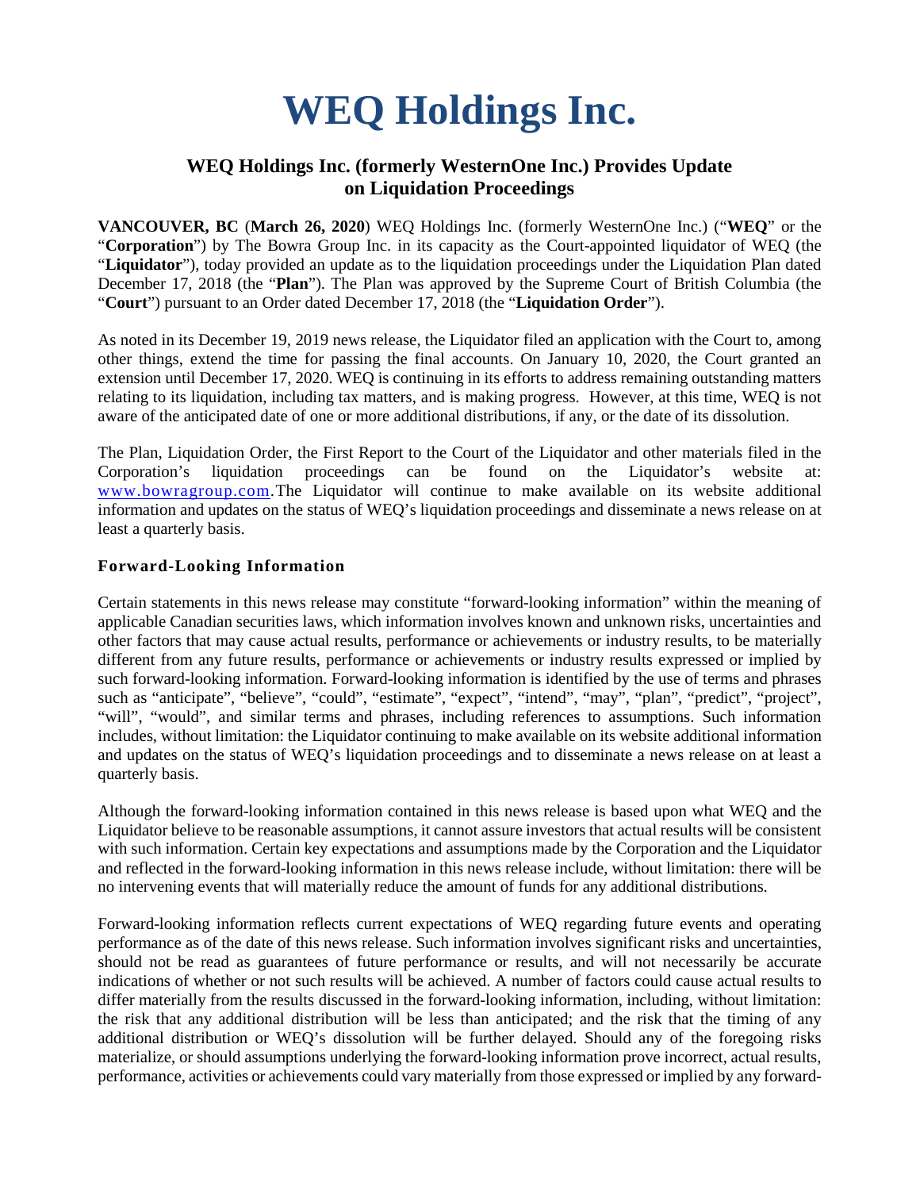# WEQ Holdings Inc.

## WEQ Holdings Inc. (formerly WesternOne Inc.) Provides Update on Liquidation Proceedings

**VANCOUVER, BC** (**March 26, 2020**) WEQ Holdings Inc. (formerly WesternOne Inc.) ("**WEQ**" or the "**Corporation**") by The Bowra Group Inc. in its capacity as the Court-appointed liquidator of WEQ (the "**Liquidator**"), today provided an update as to the liquidation proceedings under the Liquidation Plan dated December 17, 2018 (the "**Plan**"). The Plan was approved by the Supreme Court of British Columbia (the "**Court**") pursuant to an Order dated December 17, 2018 (the "**Liquidation Order**").

As noted in its December 19, 2019 news release, the Liquidator filed an application with the Court to, among other things, extend the time for passing the final accounts. On January 10, 2020, the Court granted an extension until December 17, 2020. WEQ is continuing in its efforts to address remaining outstanding matters relating to its liquidation, including tax matters, and is making progress. However, at this time, WEQ is not aware of the anticipated date of one or more additional distributions, if any, or the date of its dissolution.

The Plan, Liquidation Order, the First Report to the Court of the Liquidator and other materials filed in the Corporation's liquidation proceedings can be found on the Liquidator's website at: www.bowragroup.com. The Liquidator will continue to make available on its website additional information and updates on the status of WEQ's liquidation proceedings and disseminate a news release on at least a quarterly basis.

### Forward-Looking Information

Certain statements in this news release may constitute "forward-looking information" within the meaning of applicable Canadian securities laws, which information involves known and unknown risks, uncertainties and other factors that may cause actual results, performance or achievements or industry results, to be materially different from any future results, performance or achievements or industry results expressed or implied by such forward-looking information. Forward-looking information is identified by the use of terms and phrases such as "anticipate", "believe", "could", "estimate", "expect", "intend", "may", "plan", "predict", "project", "will", "would", and similar terms and phrases, including references to assumptions. Such information includes, without limitation: the Liquidator continuing to make available on its website additional information and updates on the status of WEQ's liquidation proceedings and to disseminate a news release on at least a quarterly basis.

Although the forward-looking information contained in this news release is based upon what WEQ and the Liquidator believe to be reasonable assumptions, it cannot assure investors that actual results will be consistent with such information. Certain key expectations and assumptions made by the Corporation and the Liquidator and reflected in the forward-looking information in this news release include, without limitation: there will be no intervening events that will materially reduce the amount of funds for any additional distributions.

Forward-looking information reflects current expectations of WEQ regarding future events and operating performance as of the date of this news release. Such information involves significant risks and uncertainties, should not be read as guarantees of future performance or results, and will not necessarily be accurate indications of whether or not such results will be achieved. A number of factors could cause actual results to differ materially from the results discussed in the forward-looking information, including, without limitation: the risk that any additional distribution will be less than anticipated; and the risk that the timing of any additional distribution or WEQ's dissolution will be further delayed. Should any of the foregoing risks materialize, or should assumptions underlying the forward-looking information prove incorrect, actual results, performance, activities or achievements could vary materially from those expressed or implied by any forward-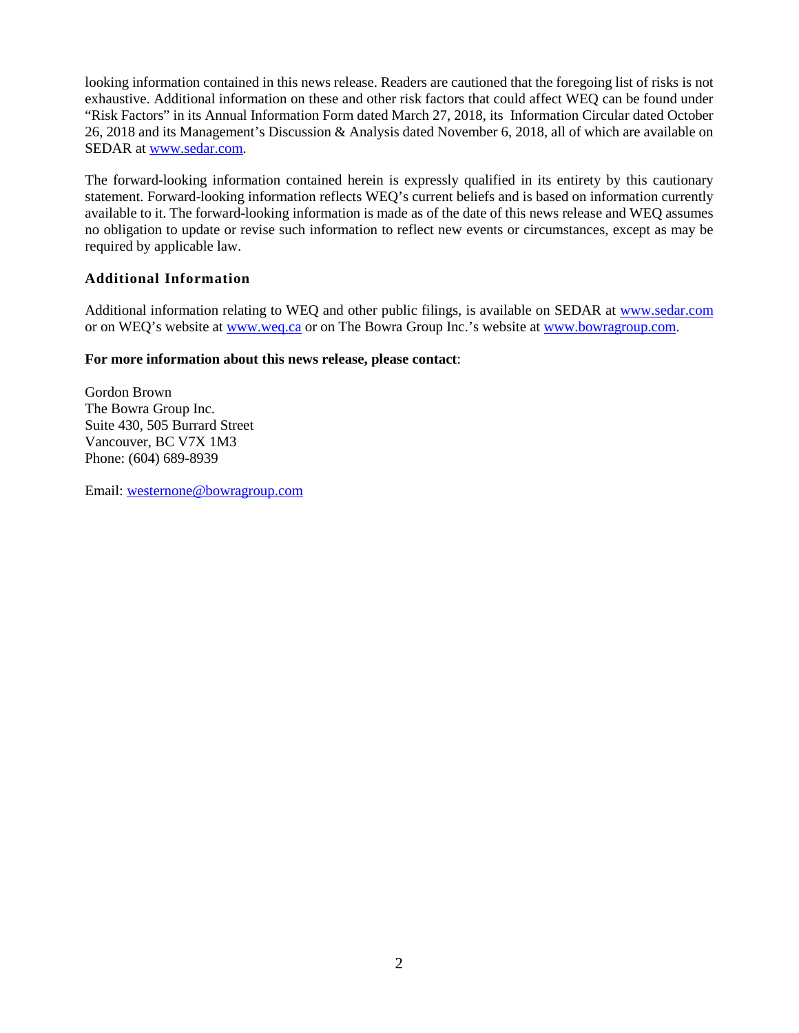looking information contained in this news release. Readers are cautioned that the foregoing list of risks is not exhaustive. Additional information on these and other risk factors that could affect WEQ can be found under "Risk Factors" in its Annual Information Form dated March 27, 2018, its Information Circular dated October 26, 2018 and its Management's Discussion & Analysis dated November 6, 2018, all of which are available on SEDAR at www.sedar.com.

The forward-looking information contained herein is expressly qualified in its entirety by this cautionary statement. Forward-looking information reflects WEQ's current beliefs and is based on information currently available to it. The forward-looking information is made as of the date of this news release and WEQ assumes no obligation to update or revise such information to reflect new events or circumstances, except as may be required by applicable law.

### Additional Information

Additional information relating to WEQ and other public filings, is available on SEDAR at www.sedar.com or on WEQ's website at www.weq.ca or on The Bowra Group Inc.'s website at www.bowragroup.com.

**For more information about this news release, please contact**:

Gordon Brown
The Bowra Group Inc.
Suite 430, 505 Burrard Street
Vancouver, BC V7X 1M3
Phone: (604) 689-8939

Email: westernone@bowragroup.com